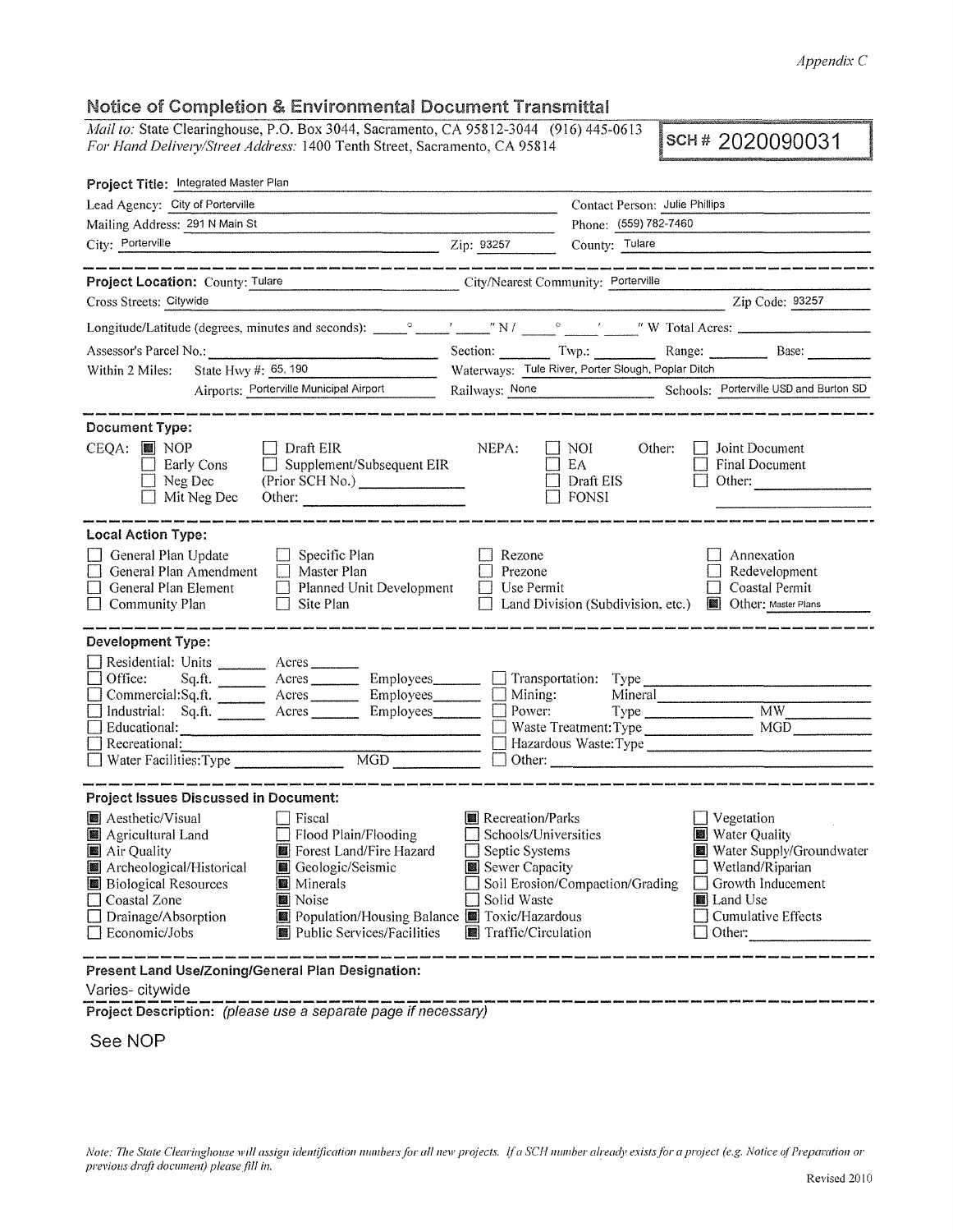*Appendix C*

## Notice of Completion & Environmental Document Transmittal

*Mail to:* State Clearinghouse, P.O. Box 3044, Sacramento, CA 95812-3044 (916) 445-0613
*For Hand Delivery/Street Address:* 1400 Tenth Street, Sacramento, CA 95814

**SCH # 2020090031**

**Project Title:** Integrated Master Plan

Lead Agency: City of Porterville — Contact Person: Julie Phillips
Mailing Address: 291 N Main St — Phone: (559) 782-7460
City: Porterville — Zip: 93257 — County: Tulare

---

**Project Location:** County: Tulare — City/Nearest Community: Porterville
Cross Streets: Citywide — Zip Code: 93257
Longitude/Latitude (degrees, minutes and seconds): ___ ° ___ ′ ___ ″ N / ___ ° ___ ′ ___ ″ W Total Acres: ___
Assessor's Parcel No.: ___ Section: ___ Twp.: ___ Range: ___ Base: ___
Within 2 Miles: State Hwy #: 65, 190 — Waterways: Tule River, Porter Slough, Poplar Ditch
Airports: Porterville Municipal Airport — Railways: None — Schools: Porterville USD and Burton SD

---

**Document Type:**

CEQA: ☒ NOP ☐ Early Cons ☐ Neg Dec ☐ Mit Neg Dec ☐ Draft EIR ☐ Supplement/Subsequent EIR (Prior SCH No.) ___ Other: ___
NEPA: ☐ NOI ☐ EA ☐ Draft EIS ☐ FONSI
Other: ☐ Joint Document ☐ Final Document ☐ Other: ___

---

**Local Action Type:**

☐ General Plan Update ☐ General Plan Amendment ☐ General Plan Element ☐ Community Plan ☐ Specific Plan ☐ Master Plan ☐ Planned Unit Development ☐ Site Plan ☐ Rezone ☐ Prezone ☐ Use Permit ☐ Land Division (Subdivision, etc.) ☐ Annexation ☐ Redevelopment ☐ Coastal Permit ☒ Other: Master Plans

---

**Development Type:**

☐ Residential: Units ___ Acres ___
☐ Office: Sq.ft. ___ Acres ___ Employees ___
☐ Commercial: Sq.ft. ___ Acres ___ Employees ___
☐ Industrial: Sq.ft. ___ Acres ___ Employees ___
☐ Educational: ___
☐ Recreational: ___
☐ Water Facilities: Type ___ MGD ___
☐ Transportation: Type ___
☐ Mining: Mineral ___
☐ Power: Type ___ MW ___
☐ Waste Treatment: Type ___ MGD ___
☐ Hazardous Waste: Type ___
☐ Other: ___

---

**Project Issues Discussed in Document:**

☒ Aesthetic/Visual ☒ Agricultural Land ☒ Air Quality ☒ Archeological/Historical ☒ Biological Resources ☐ Coastal Zone ☐ Drainage/Absorption ☐ Economic/Jobs ☐ Fiscal ☐ Flood Plain/Flooding ☒ Forest Land/Fire Hazard ☒ Geologic/Seismic ☒ Minerals ☒ Noise ☒ Population/Housing Balance ☒ Public Services/Facilities ☒ Recreation/Parks ☐ Schools/Universities ☐ Septic Systems ☒ Sewer Capacity ☐ Soil Erosion/Compaction/Grading ☐ Solid Waste ☒ Toxic/Hazardous ☒ Traffic/Circulation ☐ Vegetation ☒ Water Quality ☒ Water Supply/Groundwater ☐ Wetland/Riparian ☐ Growth Inducement ☒ Land Use ☐ Cumulative Effects ☐ Other: ___

---

**Present Land Use/Zoning/General Plan Designation:**

Varies- citywide

**Project Description:** *(please use a separate page if necessary)*

See NOP

*Note: The State Clearinghouse will assign identification numbers for all new projects. If a SCH number already exists for a project (e.g. Notice of Preparation or previous draft document) please fill in.*

Revised 2010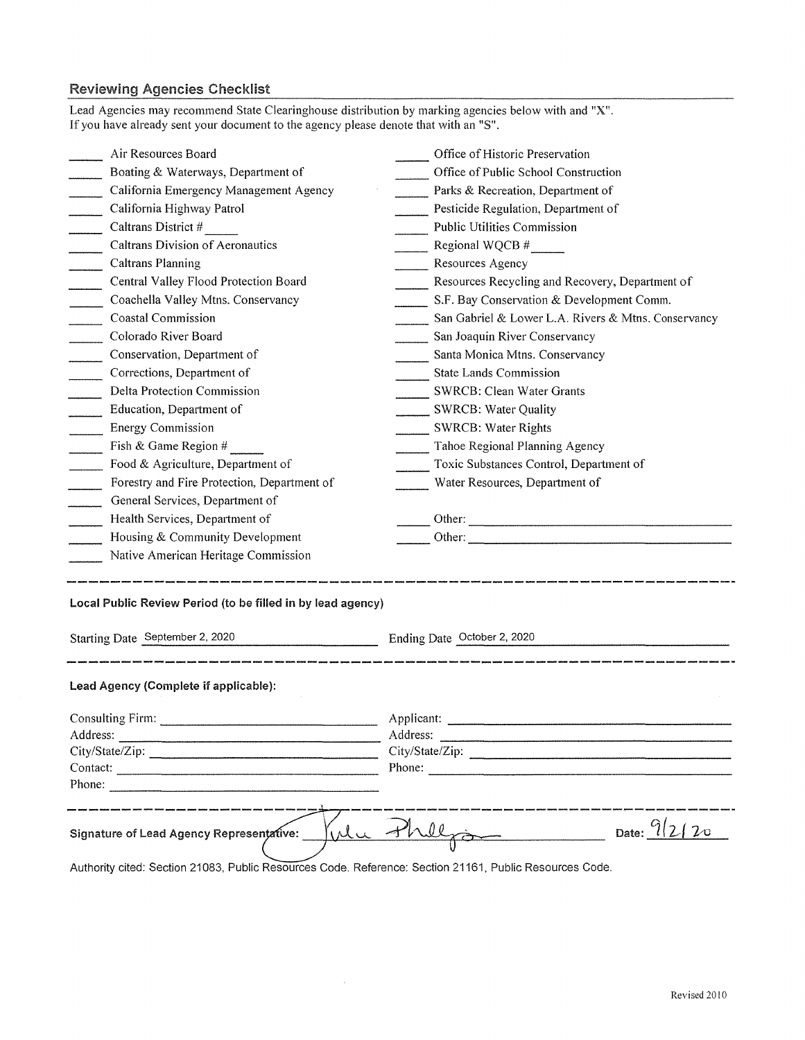## Reviewing Agencies Checklist

Lead Agencies may recommend State Clearinghouse distribution by marking agencies below with and "X".
If you have already sent your document to the agency please denote that with an "S".

_____ Air Resources Board
_____ Boating & Waterways, Department of
_____ California Emergency Management Agency
_____ California Highway Patrol
_____ Caltrans District # _____
_____ Caltrans Division of Aeronautics
_____ Caltrans Planning
_____ Central Valley Flood Protection Board
_____ Coachella Valley Mtns. Conservancy
_____ Coastal Commission
_____ Colorado River Board
_____ Conservation, Department of
_____ Corrections, Department of
_____ Delta Protection Commission
_____ Education, Department of
_____ Energy Commission
_____ Fish & Game Region # _____
_____ Food & Agriculture, Department of
_____ Forestry and Fire Protection, Department of
_____ General Services, Department of
_____ Health Services, Department of
_____ Housing & Community Development
_____ Native American Heritage Commission
_____ Office of Historic Preservation
_____ Office of Public School Construction
_____ Parks & Recreation, Department of
_____ Pesticide Regulation, Department of
_____ Public Utilities Commission
_____ Regional WQCB # _____
_____ Resources Agency
_____ Resources Recycling and Recovery, Department of
_____ S.F. Bay Conservation & Development Comm.
_____ San Gabriel & Lower L.A. Rivers & Mtns. Conservancy
_____ San Joaquin River Conservancy
_____ Santa Monica Mtns. Conservancy
_____ State Lands Commission
_____ SWRCB: Clean Water Grants
_____ SWRCB: Water Quality
_____ SWRCB: Water Rights
_____ Tahoe Regional Planning Agency
_____ Toxic Substances Control, Department of
_____ Water Resources, Department of

_____ Other: _______________
_____ Other: _______________

---

**Local Public Review Period (to be filled in by lead agency)**

Starting Date September 2, 2020 Ending Date October 2, 2020

---

**Lead Agency (Complete if applicable):**

Consulting Firm: _______________
Address: _______________
City/State/Zip: _______________
Contact: _______________
Phone: _______________

Applicant: _______________
Address: _______________
City/State/Zip: _______________
Phone: _______________

---

**Signature of Lead Agency Representative:** Julie Phillips **Date:** 9/2/20

Authority cited: Section 21083, Public Resources Code. Reference: Section 21161, Public Resources Code.

Revised 2010